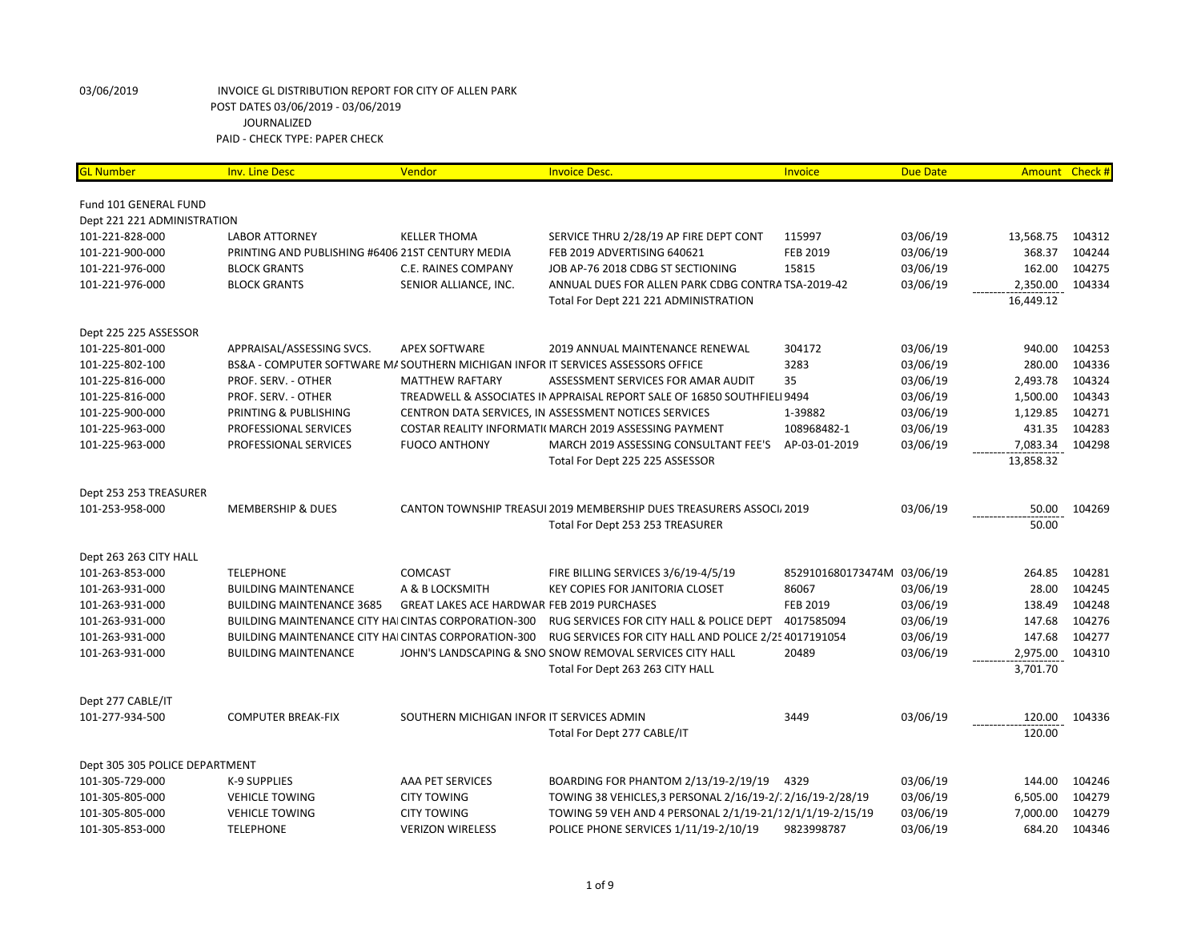03/06/2019 INVOICE GL DISTRIBUTION REPORT FOR CITY OF ALLEN PARK
POST DATES 03/06/2019 - 03/06/2019
JOURNALIZED
PAID - CHECK TYPE: PAPER CHECK

| GL Number | Inv. Line Desc | Vendor | Invoice Desc. | Invoice | Due Date | Amount | Check # |
|---|---|---|---|---|---|---|---|
| Fund 101 GENERAL FUND | | | | | | | |
| Dept 221 221 ADMINISTRATION | | | | | | | |
| 101-221-828-000 | LABOR ATTORNEY | KELLER THOMA | SERVICE THRU 2/28/19 AP FIRE DEPT CONT | 115997 | 03/06/19 | 13,568.75 | 104312 |
| 101-221-900-000 | PRINTING AND PUBLISHING #6406 | 21ST CENTURY MEDIA | FEB 2019 ADVERTISING 640621 | FEB 2019 | 03/06/19 | 368.37 | 104244 |
| 101-221-976-000 | BLOCK GRANTS | C.E. RAINES COMPANY | JOB AP-76 2018 CDBG ST SECTIONING | 15815 | 03/06/19 | 162.00 | 104275 |
| 101-221-976-000 | BLOCK GRANTS | SENIOR ALLIANCE, INC. | ANNUAL DUES FOR ALLEN PARK CDBG CONTRA | TSA-2019-42 | 03/06/19 | 2,350.00 | 104334 |
| | | | Total For Dept 221 221 ADMINISTRATION | | | 16,449.12 | |
| Dept 225 225 ASSESSOR | | | | | | | |
| 101-225-801-000 | APPRAISAL/ASSESSING SVCS. | APEX SOFTWARE | 2019 ANNUAL MAINTENANCE RENEWAL | 304172 | 03/06/19 | 940.00 | 104253 |
| 101-225-802-100 | BS&A - COMPUTER SOFTWARE MA | SOUTHERN MICHIGAN INFOR | IT SERVICES ASSESSORS OFFICE | 3283 | 03/06/19 | 280.00 | 104336 |
| 101-225-816-000 | PROF. SERV. - OTHER | MATTHEW RAFTARY | ASSESSMENT SERVICES FOR AMAR AUDIT | 35 | 03/06/19 | 2,493.78 | 104324 |
| 101-225-816-000 | PROF. SERV. - OTHER | TREADWELL & ASSOCIATES IN | APPRAISAL REPORT SALE OF 16850 SOUTHFIELI | 9494 | 03/06/19 | 1,500.00 | 104343 |
| 101-225-900-000 | PRINTING & PUBLISHING | CENTRON DATA SERVICES, IN | ASSESSMENT NOTICES SERVICES | 1-39882 | 03/06/19 | 1,129.85 | 104271 |
| 101-225-963-000 | PROFESSIONAL SERVICES | COSTAR REALITY INFORMATI | MARCH 2019 ASSESSING PAYMENT | 108968482-1 | 03/06/19 | 431.35 | 104283 |
| 101-225-963-000 | PROFESSIONAL SERVICES | FUOCO ANTHONY | MARCH 2019 ASSESSING CONSULTANT FEE'S | AP-03-01-2019 | 03/06/19 | 7,083.34 | 104298 |
| | | | Total For Dept 225 225 ASSESSOR | | | 13,858.32 | |
| Dept 253 253 TREASURER | | | | | | | |
| 101-253-958-000 | MEMBERSHIP & DUES | CANTON TOWNSHIP TREASUI | 2019 MEMBERSHIP DUES TREASURERS ASSOCI | 2019 | 03/06/19 | 50.00 | 104269 |
| | | | Total For Dept 253 253 TREASURER | | | 50.00 | |
| Dept 263 263 CITY HALL | | | | | | | |
| 101-263-853-000 | TELEPHONE | COMCAST | FIRE BILLING SERVICES 3/6/19-4/5/19 | 8529101680173474M | 03/06/19 | 264.85 | 104281 |
| 101-263-931-000 | BUILDING MAINTENANCE | A & B LOCKSMITH | KEY COPIES FOR JANITORIA CLOSET | 86067 | 03/06/19 | 28.00 | 104245 |
| 101-263-931-000 | BUILDING MAINTENANCE 3685 | GREAT LAKES ACE HARDWAR | FEB 2019 PURCHASES | FEB 2019 | 03/06/19 | 138.49 | 104248 |
| 101-263-931-000 | BUILDING MAINTENANCE CITY HAI | CINTAS CORPORATION-300 | RUG SERVICES FOR CITY HALL & POLICE DEPT | 4017585094 | 03/06/19 | 147.68 | 104276 |
| 101-263-931-000 | BUILDING MAINTENANCE CITY HAI | CINTAS CORPORATION-300 | RUG SERVICES FOR CITY HALL AND POLICE 2/2! | 4017191054 | 03/06/19 | 147.68 | 104277 |
| 101-263-931-000 | BUILDING MAINTENANCE | JOHN'S LANDSCAPING & SNO | SNOW REMOVAL SERVICES CITY HALL | 20489 | 03/06/19 | 2,975.00 | 104310 |
| | | | Total For Dept 263 263 CITY HALL | | | 3,701.70 | |
| Dept 277 CABLE/IT | | | | | | | |
| 101-277-934-500 | COMPUTER BREAK-FIX | SOUTHERN MICHIGAN INFOR | IT SERVICES ADMIN | 3449 | 03/06/19 | 120.00 | 104336 |
| | | | Total For Dept 277 CABLE/IT | | | 120.00 | |
| Dept 305 305 POLICE DEPARTMENT | | | | | | | |
| 101-305-729-000 | K-9 SUPPLIES | AAA PET SERVICES | BOARDING FOR PHANTOM 2/13/19-2/19/19 | 4329 | 03/06/19 | 144.00 | 104246 |
| 101-305-805-000 | VEHICLE TOWING | CITY TOWING | TOWING 38 VEHICLES,3 PERSONAL 2/16/19-2/: | 2/16/19-2/28/19 | 03/06/19 | 6,505.00 | 104279 |
| 101-305-805-000 | VEHICLE TOWING | CITY TOWING | TOWING 59 VEH AND 4 PERSONAL 2/1/19-2/1 | 2/1/19-2/15/19 | 03/06/19 | 7,000.00 | 104279 |
| 101-305-853-000 | TELEPHONE | VERIZON WIRELESS | POLICE PHONE SERVICES 1/11/19-2/10/19 | 9823998787 | 03/06/19 | 684.20 | 104346 |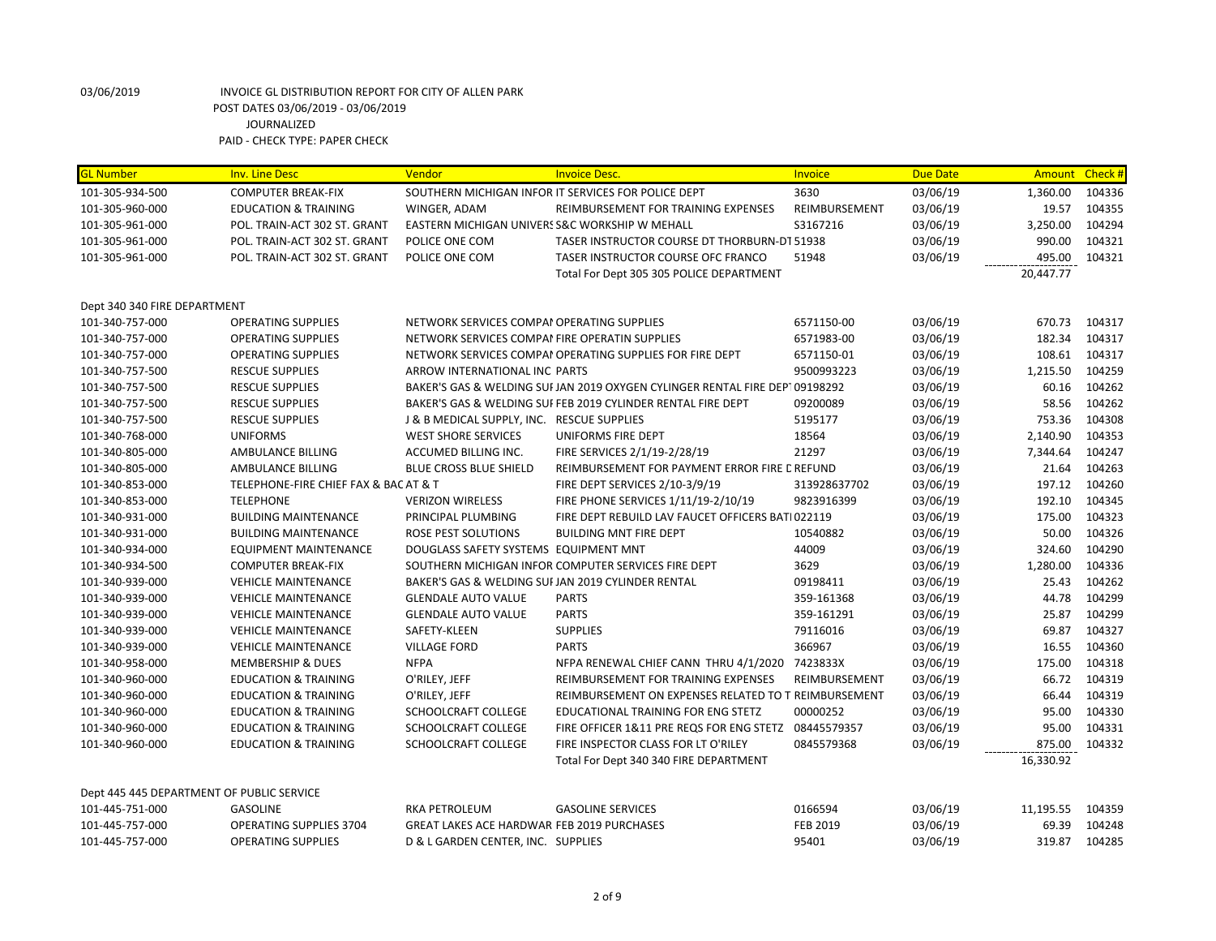03/06/2019 INVOICE GL DISTRIBUTION REPORT FOR CITY OF ALLEN PARK
POST DATES 03/06/2019 - 03/06/2019
JOURNALIZED
PAID - CHECK TYPE: PAPER CHECK

| GL Number | Inv. Line Desc | Vendor | Invoice Desc. | Invoice | Due Date | Amount | Check # |
|---|---|---|---|---|---|---|---|
| 101-305-934-500 | COMPUTER BREAK-FIX | SOUTHERN MICHIGAN INFOR | IT SERVICES FOR POLICE DEPT | 3630 | 03/06/19 | 1,360.00 | 104336 |
| 101-305-960-000 | EDUCATION & TRAINING | WINGER, ADAM | REIMBURSEMENT FOR TRAINING EXPENSES | REIMBURSEMENT | 03/06/19 | 19.57 | 104355 |
| 101-305-961-000 | POL. TRAIN-ACT 302 ST. GRANT | EASTERN MICHIGAN UNIVERS | S&C WORKSHIP W MEHALL | S3167216 | 03/06/19 | 3,250.00 | 104294 |
| 101-305-961-000 | POL. TRAIN-ACT 302 ST. GRANT | POLICE ONE COM | TASER INSTRUCTOR COURSE DT THORBURN-DT | 51938 | 03/06/19 | 990.00 | 104321 |
| 101-305-961-000 | POL. TRAIN-ACT 302 ST. GRANT | POLICE ONE COM | TASER INSTRUCTOR COURSE OFC FRANCO | 51948 | 03/06/19 | 495.00 | 104321 |
| | | | Total For Dept 305 305 POLICE DEPARTMENT | | | 20,447.77 | |
| Dept 340 340 FIRE DEPARTMENT | | | | | | | |
| 101-340-757-000 | OPERATING SUPPLIES | NETWORK SERVICES COMPAI | OPERATING SUPPLIES | 6571150-00 | 03/06/19 | 670.73 | 104317 |
| 101-340-757-000 | OPERATING SUPPLIES | NETWORK SERVICES COMPAI | FIRE OPERATIN SUPPLIES | 6571983-00 | 03/06/19 | 182.34 | 104317 |
| 101-340-757-000 | OPERATING SUPPLIES | NETWORK SERVICES COMPAI | OPERATING SUPPLIES FOR FIRE DEPT | 6571150-01 | 03/06/19 | 108.61 | 104317 |
| 101-340-757-500 | RESCUE SUPPLIES | ARROW INTERNATIONAL INC | PARTS | 9500993223 | 03/06/19 | 1,215.50 | 104259 |
| 101-340-757-500 | RESCUE SUPPLIES | BAKER'S GAS & WELDING SUI | JAN 2019 OXYGEN CYLINGER RENTAL FIRE DEPT | 09198292 | 03/06/19 | 60.16 | 104262 |
| 101-340-757-500 | RESCUE SUPPLIES | BAKER'S GAS & WELDING SUI | FEB 2019 CYLINDER RENTAL FIRE DEPT | 09200089 | 03/06/19 | 58.56 | 104262 |
| 101-340-757-500 | RESCUE SUPPLIES | J & B MEDICAL SUPPLY, INC. | RESCUE SUPPLIES | 5195177 | 03/06/19 | 753.36 | 104308 |
| 101-340-768-000 | UNIFORMS | WEST SHORE SERVICES | UNIFORMS FIRE DEPT | 18564 | 03/06/19 | 2,140.90 | 104353 |
| 101-340-805-000 | AMBULANCE BILLING | ACCUMED BILLING INC. | FIRE SERVICES 2/1/19-2/28/19 | 21297 | 03/06/19 | 7,344.64 | 104247 |
| 101-340-805-000 | AMBULANCE BILLING | BLUE CROSS BLUE SHIELD | REIMBURSEMENT FOR PAYMENT ERROR FIRE D | REFUND | 03/06/19 | 21.64 | 104263 |
| 101-340-853-000 | TELEPHONE-FIRE CHIEF FAX & BAC | AT & T | FIRE DEPT SERVICES 2/10-3/9/19 | 313928637702 | 03/06/19 | 197.12 | 104260 |
| 101-340-853-000 | TELEPHONE | VERIZON WIRELESS | FIRE PHONE SERVICES 1/11/19-2/10/19 | 9823916399 | 03/06/19 | 192.10 | 104345 |
| 101-340-931-000 | BUILDING MAINTENANCE | PRINCIPAL PLUMBING | FIRE DEPT REBUILD LAV FAUCET OFFICERS BATI | 022119 | 03/06/19 | 175.00 | 104323 |
| 101-340-931-000 | BUILDING MAINTENANCE | ROSE PEST SOLUTIONS | BUILDING MNT FIRE DEPT | 10540882 | 03/06/19 | 50.00 | 104326 |
| 101-340-934-000 | EQUIPMENT MAINTENANCE | DOUGLASS SAFETY SYSTEMS | EQUIPMENT MNT | 44009 | 03/06/19 | 324.60 | 104290 |
| 101-340-934-500 | COMPUTER BREAK-FIX | SOUTHERN MICHIGAN INFOR | COMPUTER SERVICES FIRE DEPT | 3629 | 03/06/19 | 1,280.00 | 104336 |
| 101-340-939-000 | VEHICLE MAINTENANCE | BAKER'S GAS & WELDING SUI | JAN 2019 CYLINDER RENTAL | 09198411 | 03/06/19 | 25.43 | 104262 |
| 101-340-939-000 | VEHICLE MAINTENANCE | GLENDALE AUTO VALUE | PARTS | 359-161368 | 03/06/19 | 44.78 | 104299 |
| 101-340-939-000 | VEHICLE MAINTENANCE | GLENDALE AUTO VALUE | PARTS | 359-161291 | 03/06/19 | 25.87 | 104299 |
| 101-340-939-000 | VEHICLE MAINTENANCE | SAFETY-KLEEN | SUPPLIES | 79116016 | 03/06/19 | 69.87 | 104327 |
| 101-340-939-000 | VEHICLE MAINTENANCE | VILLAGE FORD | PARTS | 366967 | 03/06/19 | 16.55 | 104360 |
| 101-340-958-000 | MEMBERSHIP & DUES | NFPA | NFPA RENEWAL CHIEF CANN THRU 4/1/2020 | 7423833X | 03/06/19 | 175.00 | 104318 |
| 101-340-960-000 | EDUCATION & TRAINING | O'RILEY, JEFF | REIMBURSEMENT FOR TRAINING EXPENSES | REIMBURSEMENT | 03/06/19 | 66.72 | 104319 |
| 101-340-960-000 | EDUCATION & TRAINING | O'RILEY, JEFF | REIMBURSEMENT ON EXPENSES RELATED TO T | REIMBURSEMENT | 03/06/19 | 66.44 | 104319 |
| 101-340-960-000 | EDUCATION & TRAINING | SCHOOLCRAFT COLLEGE | EDUCATIONAL TRAINING FOR ENG STETZ | 00000252 | 03/06/19 | 95.00 | 104330 |
| 101-340-960-000 | EDUCATION & TRAINING | SCHOOLCRAFT COLLEGE | FIRE OFFICER 1&11 PRE REQS FOR ENG STETZ | 08445579357 | 03/06/19 | 95.00 | 104331 |
| 101-340-960-000 | EDUCATION & TRAINING | SCHOOLCRAFT COLLEGE | FIRE INSPECTOR CLASS FOR LT O'RILEY | 0845579368 | 03/06/19 | 875.00 | 104332 |
| | | | Total For Dept 340 340 FIRE DEPARTMENT | | | 16,330.92 | |
| Dept 445 445 DEPARTMENT OF PUBLIC SERVICE | | | | | | | |
| 101-445-751-000 | GASOLINE | RKA PETROLEUM | GASOLINE SERVICES | 0166594 | 03/06/19 | 11,195.55 | 104359 |
| 101-445-757-000 | OPERATING SUPPLIES 3704 | GREAT LAKES ACE HARDWAR | FEB 2019 PURCHASES | FEB 2019 | 03/06/19 | 69.39 | 104248 |
| 101-445-757-000 | OPERATING SUPPLIES | D & L GARDEN CENTER, INC. | SUPPLIES | 95401 | 03/06/19 | 319.87 | 104285 |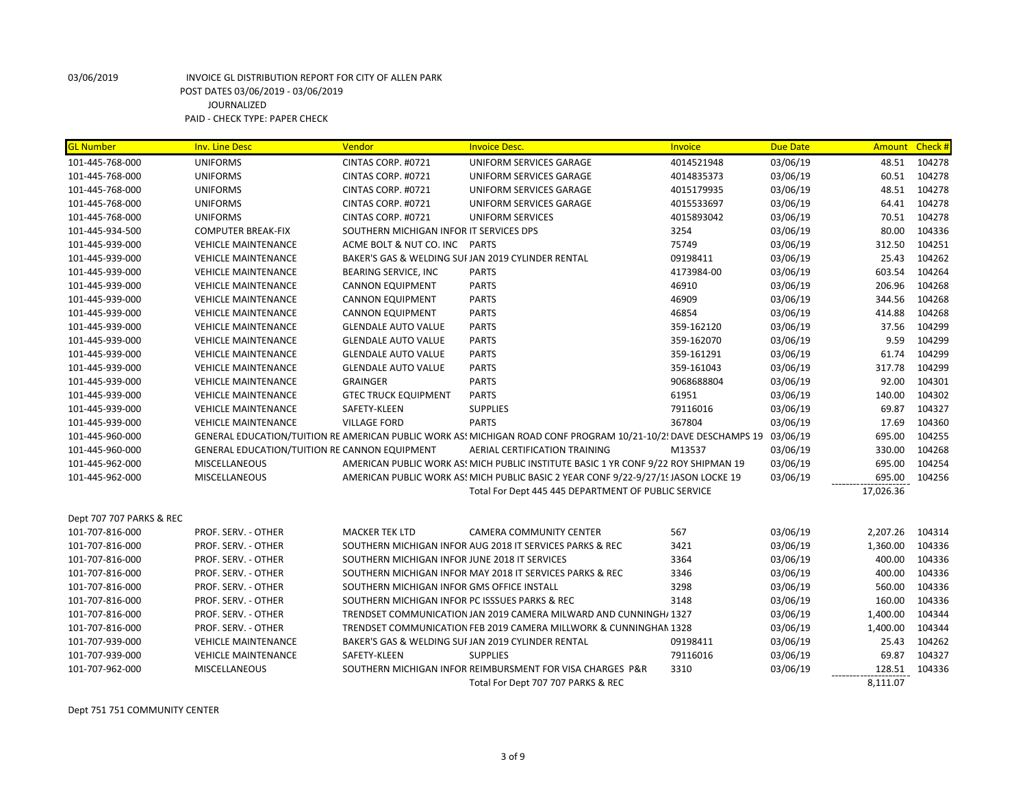03/06/2019 INVOICE GL DISTRIBUTION REPORT FOR CITY OF ALLEN PARK
POST DATES 03/06/2019 - 03/06/2019
JOURNALIZED
PAID - CHECK TYPE: PAPER CHECK

| GL Number | Inv. Line Desc | Vendor | Invoice Desc. | Invoice | Due Date | Amount | Check # |
|---|---|---|---|---|---|---|---|
| 101-445-768-000 | UNIFORMS | CINTAS CORP. #0721 | UNIFORM SERVICES GARAGE | 4014521948 | 03/06/19 | 48.51 | 104278 |
| 101-445-768-000 | UNIFORMS | CINTAS CORP. #0721 | UNIFORM SERVICES GARAGE | 4014835373 | 03/06/19 | 60.51 | 104278 |
| 101-445-768-000 | UNIFORMS | CINTAS CORP. #0721 | UNIFORM SERVICES GARAGE | 4015179935 | 03/06/19 | 48.51 | 104278 |
| 101-445-768-000 | UNIFORMS | CINTAS CORP. #0721 | UNIFORM SERVICES GARAGE | 4015533697 | 03/06/19 | 64.41 | 104278 |
| 101-445-768-000 | UNIFORMS | CINTAS CORP. #0721 | UNIFORM SERVICES | 4015893042 | 03/06/19 | 70.51 | 104278 |
| 101-445-934-500 | COMPUTER BREAK-FIX | SOUTHERN MICHIGAN INFOR | IT SERVICES DPS | 3254 | 03/06/19 | 80.00 | 104336 |
| 101-445-939-000 | VEHICLE MAINTENANCE | ACME BOLT & NUT CO. INC | PARTS | 75749 | 03/06/19 | 312.50 | 104251 |
| 101-445-939-000 | VEHICLE MAINTENANCE | BAKER'S GAS & WELDING SUI | JAN 2019 CYLINDER RENTAL | 09198411 | 03/06/19 | 25.43 | 104262 |
| 101-445-939-000 | VEHICLE MAINTENANCE | BEARING SERVICE, INC | PARTS | 4173984-00 | 03/06/19 | 603.54 | 104264 |
| 101-445-939-000 | VEHICLE MAINTENANCE | CANNON EQUIPMENT | PARTS | 46910 | 03/06/19 | 206.96 | 104268 |
| 101-445-939-000 | VEHICLE MAINTENANCE | CANNON EQUIPMENT | PARTS | 46909 | 03/06/19 | 344.56 | 104268 |
| 101-445-939-000 | VEHICLE MAINTENANCE | CANNON EQUIPMENT | PARTS | 46854 | 03/06/19 | 414.88 | 104268 |
| 101-445-939-000 | VEHICLE MAINTENANCE | GLENDALE AUTO VALUE | PARTS | 359-162120 | 03/06/19 | 37.56 | 104299 |
| 101-445-939-000 | VEHICLE MAINTENANCE | GLENDALE AUTO VALUE | PARTS | 359-162070 | 03/06/19 | 9.59 | 104299 |
| 101-445-939-000 | VEHICLE MAINTENANCE | GLENDALE AUTO VALUE | PARTS | 359-161291 | 03/06/19 | 61.74 | 104299 |
| 101-445-939-000 | VEHICLE MAINTENANCE | GLENDALE AUTO VALUE | PARTS | 359-161043 | 03/06/19 | 317.78 | 104299 |
| 101-445-939-000 | VEHICLE MAINTENANCE | GRAINGER | PARTS | 9068688804 | 03/06/19 | 92.00 | 104301 |
| 101-445-939-000 | VEHICLE MAINTENANCE | GTEC TRUCK EQUIPMENT | PARTS | 61951 | 03/06/19 | 140.00 | 104302 |
| 101-445-939-000 | VEHICLE MAINTENANCE | SAFETY-KLEEN | SUPPLIES | 79116016 | 03/06/19 | 69.87 | 104327 |
| 101-445-939-000 | VEHICLE MAINTENANCE | VILLAGE FORD | PARTS | 367804 | 03/06/19 | 17.69 | 104360 |
| 101-445-960-000 | GENERAL EDUCATION/TUITION RE | AMERICAN PUBLIC WORK AS: | MICHIGAN ROAD CONF PROGRAM 10/21-10/2! | DAVE DESCHAMPS 19 | 03/06/19 | 695.00 | 104255 |
| 101-445-960-000 | GENERAL EDUCATION/TUITION RE | CANNON EQUIPMENT | AERIAL CERTIFICATION TRAINING | M13537 | 03/06/19 | 330.00 | 104268 |
| 101-445-962-000 | MISCELLANEOUS | AMERICAN PUBLIC WORK AS: | MICH PUBLIC INSTITUTE BASIC 1 YR CONF 9/22 | ROY SHIPMAN 19 | 03/06/19 | 695.00 | 104254 |
| 101-445-962-000 | MISCELLANEOUS | AMERICAN PUBLIC WORK AS: | MICH PUBLIC BASIC 2 YEAR CONF 9/22-9/27/1! | JASON LOCKE 19 | 03/06/19 | 695.00 | 104256 |
| | | | Total For Dept 445 445 DEPARTMENT OF PUBLIC SERVICE | | | 17,026.36 | |
| Dept 707 707 PARKS & REC | | | | | | | |
| 101-707-816-000 | PROF. SERV. - OTHER | MACKER TEK LTD | CAMERA COMMUNITY CENTER | 567 | 03/06/19 | 2,207.26 | 104314 |
| 101-707-816-000 | PROF. SERV. - OTHER | SOUTHERN MICHIGAN INFOR | AUG 2018 IT SERVICES PARKS & REC | 3421 | 03/06/19 | 1,360.00 | 104336 |
| 101-707-816-000 | PROF. SERV. - OTHER | SOUTHERN MICHIGAN INFOR | JUNE 2018 IT SERVICES | 3364 | 03/06/19 | 400.00 | 104336 |
| 101-707-816-000 | PROF. SERV. - OTHER | SOUTHERN MICHIGAN INFOR | MAY 2018 IT SERVICES PARKS & REC | 3346 | 03/06/19 | 400.00 | 104336 |
| 101-707-816-000 | PROF. SERV. - OTHER | SOUTHERN MICHIGAN INFOR | GMS OFFICE INSTALL | 3298 | 03/06/19 | 560.00 | 104336 |
| 101-707-816-000 | PROF. SERV. - OTHER | SOUTHERN MICHIGAN INFOR | PC ISSSUES PARKS & REC | 3148 | 03/06/19 | 160.00 | 104336 |
| 101-707-816-000 | PROF. SERV. - OTHER | TRENDSET COMMUNICATION | JAN 2019 CAMERA MILWARD AND CUNNINGH/ | 1327 | 03/06/19 | 1,400.00 | 104344 |
| 101-707-816-000 | PROF. SERV. - OTHER | TRENDSET COMMUNICATION | FEB 2019 CAMERA MILLWORK & CUNNINGHAN | 1328 | 03/06/19 | 1,400.00 | 104344 |
| 101-707-939-000 | VEHICLE MAINTENANCE | BAKER'S GAS & WELDING SUI | JAN 2019 CYLINDER RENTAL | 09198411 | 03/06/19 | 25.43 | 104262 |
| 101-707-939-000 | VEHICLE MAINTENANCE | SAFETY-KLEEN | SUPPLIES | 79116016 | 03/06/19 | 69.87 | 104327 |
| 101-707-962-000 | MISCELLANEOUS | SOUTHERN MICHIGAN INFOR | REIMBURSMENT FOR VISA CHARGES P&R | 3310 | 03/06/19 | 128.51 | 104336 |
| | | | Total For Dept 707 707 PARKS & REC | | | 8,111.07 | |

Dept 751 751 COMMUNITY CENTER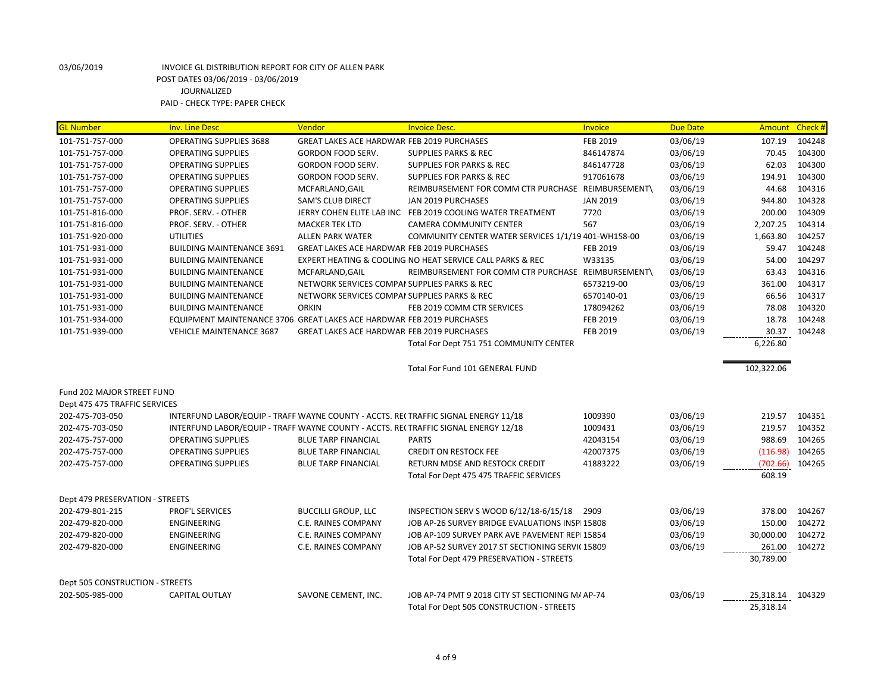03/06/2019 INVOICE GL DISTRIBUTION REPORT FOR CITY OF ALLEN PARK
POST DATES 03/06/2019 - 03/06/2019
JOURNALIZED
PAID - CHECK TYPE: PAPER CHECK

| GL Number | Inv. Line Desc | Vendor | Invoice Desc. | Invoice | Due Date | Amount | Check # |
|---|---|---|---|---|---|---|---|
| 101-751-757-000 | OPERATING SUPPLIES 3688 | GREAT LAKES ACE HARDWAR | FEB 2019 PURCHASES | FEB 2019 | 03/06/19 | 107.19 | 104248 |
| 101-751-757-000 | OPERATING SUPPLIES | GORDON FOOD SERV. | SUPPLIES PARKS & REC | 846147874 | 03/06/19 | 70.45 | 104300 |
| 101-751-757-000 | OPERATING SUPPLIES | GORDON FOOD SERV. | SUPPLIES FOR PARKS & REC | 846147728 | 03/06/19 | 62.03 | 104300 |
| 101-751-757-000 | OPERATING SUPPLIES | GORDON FOOD SERV. | SUPPLIES FOR PARKS & REC | 917061678 | 03/06/19 | 194.91 | 104300 |
| 101-751-757-000 | OPERATING SUPPLIES | MCFARLAND,GAIL | REIMBURSEMENT FOR COMM CTR PURCHASE | REIMBURSEMENT\ | 03/06/19 | 44.68 | 104316 |
| 101-751-757-000 | OPERATING SUPPLIES | SAM'S CLUB DIRECT | JAN 2019 PURCHASES | JAN 2019 | 03/06/19 | 944.80 | 104328 |
| 101-751-816-000 | PROF. SERV. - OTHER | JERRY COHEN ELITE LAB INC | FEB 2019 COOLING WATER TREATMENT | 7720 | 03/06/19 | 200.00 | 104309 |
| 101-751-816-000 | PROF. SERV. - OTHER | MACKER TEK LTD | CAMERA COMMUNITY CENTER | 567 | 03/06/19 | 2,207.25 | 104314 |
| 101-751-920-000 | UTILITIES | ALLEN PARK WATER | COMMUNITY CENTER WATER SERVICES 1/1/19 | 401-WH158-00 | 03/06/19 | 1,663.80 | 104257 |
| 101-751-931-000 | BUILDING MAINTENANCE 3691 | GREAT LAKES ACE HARDWAR | FEB 2019 PURCHASES | FEB 2019 | 03/06/19 | 59.47 | 104248 |
| 101-751-931-000 | BUILDING MAINTENANCE | EXPERT HEATING & COOLING | NO HEAT SERVICE CALL PARKS & REC | W33135 | 03/06/19 | 54.00 | 104297 |
| 101-751-931-000 | BUILDING MAINTENANCE | MCFARLAND,GAIL | REIMBURSEMENT FOR COMM CTR PURCHASE | REIMBURSEMENT\ | 03/06/19 | 63.43 | 104316 |
| 101-751-931-000 | BUILDING MAINTENANCE | NETWORK SERVICES COMPAI | SUPPLIES PARKS & REC | 6573219-00 | 03/06/19 | 361.00 | 104317 |
| 101-751-931-000 | BUILDING MAINTENANCE | NETWORK SERVICES COMPAI | SUPPLIES PARKS & REC | 6570140-01 | 03/06/19 | 66.56 | 104317 |
| 101-751-931-000 | BUILDING MAINTENANCE | ORKIN | FEB 2019 COMM CTR SERVICES | 178094262 | 03/06/19 | 78.08 | 104320 |
| 101-751-934-000 | EQUIPMENT MAINTENANCE 3706 | GREAT LAKES ACE HARDWAR | FEB 2019 PURCHASES | FEB 2019 | 03/06/19 | 18.78 | 104248 |
| 101-751-939-000 | VEHICLE MAINTENANCE 3687 | GREAT LAKES ACE HARDWAR | FEB 2019 PURCHASES | FEB 2019 | 03/06/19 | 30.37 | 104248 |
| | | | Total For Dept 751 751 COMMUNITY CENTER | | | 6,226.80 | |
| | | | Total For Fund 101 GENERAL FUND | | | 102,322.06 | |
| Fund 202 MAJOR STREET FUND | | | | | | | |
| Dept 475 475 TRAFFIC SERVICES | | | | | | | |
| 202-475-703-050 | INTERFUND LABOR/EQUIP - TRAFF | WAYNE COUNTY - ACCTS. RE( | TRAFFIC SIGNAL ENERGY 11/18 | 1009390 | 03/06/19 | 219.57 | 104351 |
| 202-475-703-050 | INTERFUND LABOR/EQUIP - TRAFF | WAYNE COUNTY - ACCTS. RE( | TRAFFIC SIGNAL ENERGY 12/18 | 1009431 | 03/06/19 | 219.57 | 104352 |
| 202-475-757-000 | OPERATING SUPPLIES | BLUE TARP FINANCIAL | PARTS | 42043154 | 03/06/19 | 988.69 | 104265 |
| 202-475-757-000 | OPERATING SUPPLIES | BLUE TARP FINANCIAL | CREDIT ON RESTOCK FEE | 42007375 | 03/06/19 | (116.98) | 104265 |
| 202-475-757-000 | OPERATING SUPPLIES | BLUE TARP FINANCIAL | RETURN MDSE AND RESTOCK CREDIT | 41883222 | 03/06/19 | (702.66) | 104265 |
| | | | Total For Dept 475 475 TRAFFIC SERVICES | | | 608.19 | |
| Dept 479 PRESERVATION - STREETS | | | | | | | |
| 202-479-801-215 | PROF'L SERVICES | BUCCILLI GROUP, LLC | INSPECTION SERV S WOOD 6/12/18-6/15/18 | 2909 | 03/06/19 | 378.00 | 104267 |
| 202-479-820-000 | ENGINEERING | C.E. RAINES COMPANY | JOB AP-26 SURVEY BRIDGE EVALUATIONS INSP | 15808 | 03/06/19 | 150.00 | 104272 |
| 202-479-820-000 | ENGINEERING | C.E. RAINES COMPANY | JOB AP-109 SURVEY PARK AVE PAVEMENT REP | 15854 | 03/06/19 | 30,000.00 | 104272 |
| 202-479-820-000 | ENGINEERING | C.E. RAINES COMPANY | JOB AP-52 SURVEY 2017 ST SECTIONING SERVI( | 15809 | 03/06/19 | 261.00 | 104272 |
| | | | Total For Dept 479 PRESERVATION - STREETS | | | 30,789.00 | |
| Dept 505 CONSTRUCTION - STREETS | | | | | | | |
| 202-505-985-000 | CAPITAL OUTLAY | SAVONE CEMENT, INC. | JOB AP-74 PMT 9 2018 CITY ST SECTIONING M/ | AP-74 | 03/06/19 | 25,318.14 | 104329 |
| | | | Total For Dept 505 CONSTRUCTION - STREETS | | | 25,318.14 | |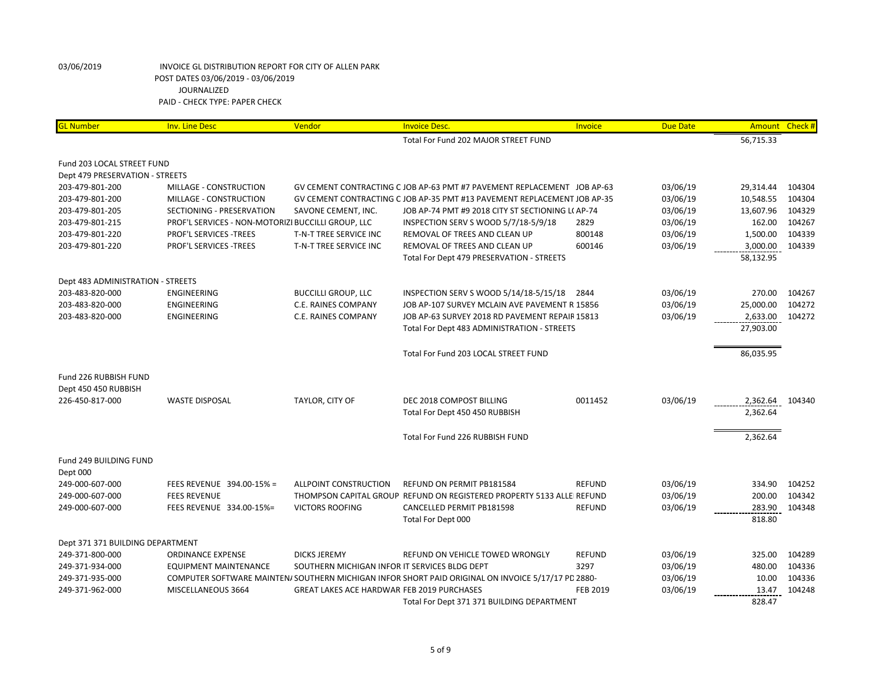03/06/2019 INVOICE GL DISTRIBUTION REPORT FOR CITY OF ALLEN PARK
POST DATES 03/06/2019 - 03/06/2019
JOURNALIZED
PAID - CHECK TYPE: PAPER CHECK

| GL Number | Inv. Line Desc | Vendor | Invoice Desc. | Invoice | Due Date | Amount | Check # |
|---|---|---|---|---|---|---|---|
| | | | Total For Fund 202 MAJOR STREET FUND | | | 56,715.33 | |
| Fund 203 LOCAL STREET FUND | | | | | | | |
| Dept 479 PRESERVATION - STREETS | | | | | | | |
| 203-479-801-200 | MILLAGE - CONSTRUCTION | GV CEMENT CONTRACTING C | JOB AP-63 PMT #7 PAVEMENT REPLACEMENT | JOB AP-63 | 03/06/19 | 29,314.44 | 104304 |
| 203-479-801-200 | MILLAGE - CONSTRUCTION | GV CEMENT CONTRACTING C | JOB AP-35 PMT #13 PAVEMENT REPLACEMENT | JOB AP-35 | 03/06/19 | 10,548.55 | 104304 |
| 203-479-801-205 | SECTIONING - PRESERVATION | SAVONE CEMENT, INC. | JOB AP-74 PMT #9 2018 CITY ST SECTIONING L( | AP-74 | 03/06/19 | 13,607.96 | 104329 |
| 203-479-801-215 | PROF'L SERVICES - NON-MOTORIZI | BUCCILLI GROUP, LLC | INSPECTION SERV S WOOD 5/7/18-5/9/18 | 2829 | 03/06/19 | 162.00 | 104267 |
| 203-479-801-220 | PROF'L SERVICES -TREES | T-N-T TREE SERVICE INC | REMOVAL OF TREES AND CLEAN UP | 800148 | 03/06/19 | 1,500.00 | 104339 |
| 203-479-801-220 | PROF'L SERVICES -TREES | T-N-T TREE SERVICE INC | REMOVAL OF TREES AND CLEAN UP | 600146 | 03/06/19 | 3,000.00 | 104339 |
| | | | Total For Dept 479 PRESERVATION - STREETS | | | 58,132.95 | |
| Dept 483 ADMINISTRATION - STREETS | | | | | | | |
| 203-483-820-000 | ENGINEERING | BUCCILLI GROUP, LLC | INSPECTION SERV S WOOD 5/14/18-5/15/18 | 2844 | 03/06/19 | 270.00 | 104267 |
| 203-483-820-000 | ENGINEERING | C.E. RAINES COMPANY | JOB AP-107 SURVEY MCLAIN AVE PAVEMENT R | 15856 | 03/06/19 | 25,000.00 | 104272 |
| 203-483-820-000 | ENGINEERING | C.E. RAINES COMPANY | JOB AP-63 SURVEY 2018 RD PAVEMENT REPAIR | 15813 | 03/06/19 | 2,633.00 | 104272 |
| | | | Total For Dept 483 ADMINISTRATION - STREETS | | | 27,903.00 | |
| | | | Total For Fund 203 LOCAL STREET FUND | | | 86,035.95 | |
| Fund 226 RUBBISH FUND | | | | | | | |
| Dept 450 450 RUBBISH | | | | | | | |
| 226-450-817-000 | WASTE DISPOSAL | TAYLOR, CITY OF | DEC 2018 COMPOST BILLING | 0011452 | 03/06/19 | 2,362.64 | 104340 |
| | | | Total For Dept 450 450 RUBBISH | | | 2,362.64 | |
| | | | Total For Fund 226 RUBBISH FUND | | | 2,362.64 | |
| Fund 249 BUILDING FUND | | | | | | | |
| Dept 000 | | | | | | | |
| 249-000-607-000 | FEES REVENUE 394.00-15% = | ALLPOINT CONSTRUCTION | REFUND ON PERMIT PB181584 | REFUND | 03/06/19 | 334.90 | 104252 |
| 249-000-607-000 | FEES REVENUE | THOMPSON CAPITAL GROUP | REFUND ON REGISTERED PROPERTY 5133 ALLE | REFUND | 03/06/19 | 200.00 | 104342 |
| 249-000-607-000 | FEES REVENUE 334.00-15%= | VICTORS ROOFING | CANCELLED PERMIT PB181598 | REFUND | 03/06/19 | 283.90 | 104348 |
| | | | Total For Dept 000 | | | 818.80 | |
| Dept 371 371 BUILDING DEPARTMENT | | | | | | | |
| 249-371-800-000 | ORDINANCE EXPENSE | DICKS JEREMY | REFUND ON VEHICLE TOWED WRONGLY | REFUND | 03/06/19 | 325.00 | 104289 |
| 249-371-934-000 | EQUIPMENT MAINTENANCE | SOUTHERN MICHIGAN INFOR | IT SERVICES BLDG DEPT | 3297 | 03/06/19 | 480.00 | 104336 |
| 249-371-935-000 | COMPUTER SOFTWARE MAINTEN/ | SOUTHERN MICHIGAN INFOR | SHORT PAID ORIGINAL ON INVOICE 5/17/17 PD | 2880- | 03/06/19 | 10.00 | 104336 |
| 249-371-962-000 | MISCELLANEOUS 3664 | GREAT LAKES ACE HARDWAR | FEB 2019 PURCHASES | FEB 2019 | 03/06/19 | 13.47 | 104248 |
| | | | Total For Dept 371 371 BUILDING DEPARTMENT | | | 828.47 | |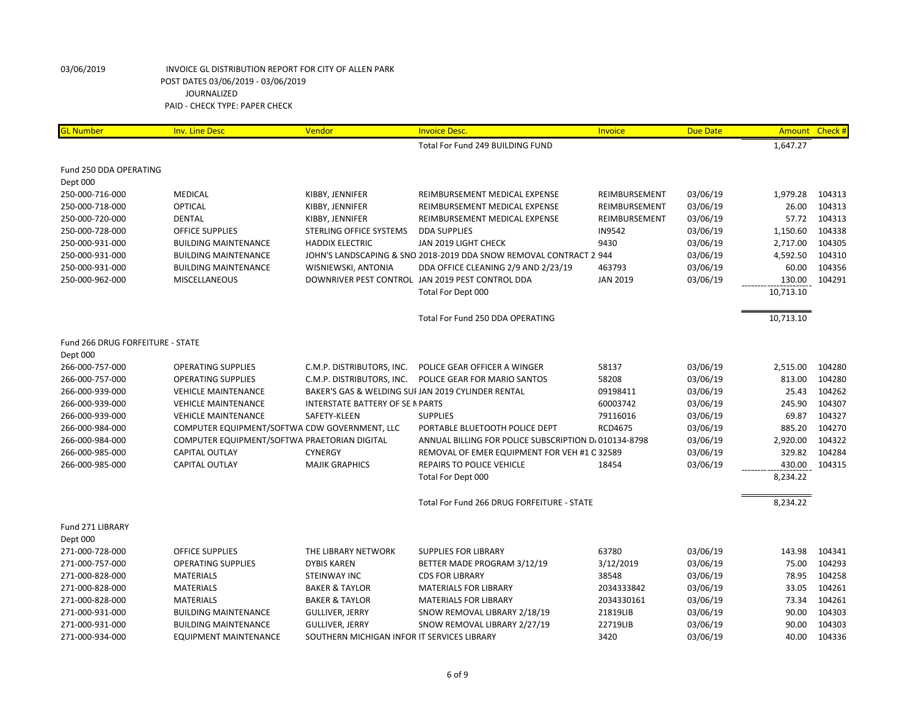03/06/2019 INVOICE GL DISTRIBUTION REPORT FOR CITY OF ALLEN PARK
POST DATES 03/06/2019 - 03/06/2019
JOURNALIZED
PAID - CHECK TYPE: PAPER CHECK

| GL Number | Inv. Line Desc | Vendor | Invoice Desc. | Invoice | Due Date | Amount | Check # |
|---|---|---|---|---|---|---|---|
| | | | Total For Fund 249 BUILDING FUND | | | 1,647.27 | |
| Fund 250 DDA OPERATING | | | | | | | |
| Dept 000 | | | | | | | |
| 250-000-716-000 | MEDICAL | KIBBY, JENNIFER | REIMBURSEMENT MEDICAL EXPENSE | REIMBURSEMENT | 03/06/19 | 1,979.28 | 104313 |
| 250-000-718-000 | OPTICAL | KIBBY, JENNIFER | REIMBURSEMENT MEDICAL EXPENSE | REIMBURSEMENT | 03/06/19 | 26.00 | 104313 |
| 250-000-720-000 | DENTAL | KIBBY, JENNIFER | REIMBURSEMENT MEDICAL EXPENSE | REIMBURSEMENT | 03/06/19 | 57.72 | 104313 |
| 250-000-728-000 | OFFICE SUPPLIES | STERLING OFFICE SYSTEMS | DDA SUPPLIES | IN9542 | 03/06/19 | 1,150.60 | 104338 |
| 250-000-931-000 | BUILDING MAINTENANCE | HADDIX ELECTRIC | JAN 2019 LIGHT CHECK | 9430 | 03/06/19 | 2,717.00 | 104305 |
| 250-000-931-000 | BUILDING MAINTENANCE | JOHN'S LANDSCAPING & SNO | 2018-2019 DDA SNOW REMOVAL CONTRACT 2 | 944 | 03/06/19 | 4,592.50 | 104310 |
| 250-000-931-000 | BUILDING MAINTENANCE | WISNIEWSKI, ANTONIA | DDA OFFICE CLEANING 2/9 AND 2/23/19 | 463793 | 03/06/19 | 60.00 | 104356 |
| 250-000-962-000 | MISCELLANEOUS | DOWNRIVER PEST CONTROL | JAN 2019 PEST CONTROL DDA | JAN 2019 | 03/06/19 | 130.00 | 104291 |
| | | | Total For Dept 000 | | | 10,713.10 | |
| | | | Total For Fund 250 DDA OPERATING | | | 10,713.10 | |
| Fund 266 DRUG FORFEITURE - STATE | | | | | | | |
| Dept 000 | | | | | | | |
| 266-000-757-000 | OPERATING SUPPLIES | C.M.P. DISTRIBUTORS, INC. | POLICE GEAR OFFICER A WINGER | 58137 | 03/06/19 | 2,515.00 | 104280 |
| 266-000-757-000 | OPERATING SUPPLIES | C.M.P. DISTRIBUTORS, INC. | POLICE GEAR FOR MARIO SANTOS | 58208 | 03/06/19 | 813.00 | 104280 |
| 266-000-939-000 | VEHICLE MAINTENANCE | BAKER'S GAS & WELDING SUI | JAN 2019 CYLINDER RENTAL | 09198411 | 03/06/19 | 25.43 | 104262 |
| 266-000-939-000 | VEHICLE MAINTENANCE | INTERSTATE BATTERY OF SE M | PARTS | 60003742 | 03/06/19 | 245.90 | 104307 |
| 266-000-939-000 | VEHICLE MAINTENANCE | SAFETY-KLEEN | SUPPLIES | 79116016 | 03/06/19 | 69.87 | 104327 |
| 266-000-984-000 | COMPUTER EQUIPMENT/SOFTWA | CDW GOVERNMENT, LLC | PORTABLE BLUETOOTH POLICE DEPT | RCD4675 | 03/06/19 | 885.20 | 104270 |
| 266-000-984-000 | COMPUTER EQUIPMENT/SOFTWA | PRAETORIAN DIGITAL | ANNUAL BILLING FOR POLICE SUBSCRIPTION D/ | 010134-8798 | 03/06/19 | 2,920.00 | 104322 |
| 266-000-985-000 | CAPITAL OUTLAY | CYNERGY | REMOVAL OF EMER EQUIPMENT FOR VEH #1 C | 32589 | 03/06/19 | 329.82 | 104284 |
| 266-000-985-000 | CAPITAL OUTLAY | MAJIK GRAPHICS | REPAIRS TO POLICE VEHICLE | 18454 | 03/06/19 | 430.00 | 104315 |
| | | | Total For Dept 000 | | | 8,234.22 | |
| | | | Total For Fund 266 DRUG FORFEITURE - STATE | | | 8,234.22 | |
| Fund 271 LIBRARY | | | | | | | |
| Dept 000 | | | | | | | |
| 271-000-728-000 | OFFICE SUPPLIES | THE LIBRARY NETWORK | SUPPLIES FOR LIBRARY | 63780 | 03/06/19 | 143.98 | 104341 |
| 271-000-757-000 | OPERATING SUPPLIES | DYBIS KAREN | BETTER MADE PROGRAM 3/12/19 | 3/12/2019 | 03/06/19 | 75.00 | 104293 |
| 271-000-828-000 | MATERIALS | STEINWAY INC | CDS FOR LIBRARY | 38548 | 03/06/19 | 78.95 | 104258 |
| 271-000-828-000 | MATERIALS | BAKER & TAYLOR | MATERIALS FOR LIBRARY | 2034333842 | 03/06/19 | 33.05 | 104261 |
| 271-000-828-000 | MATERIALS | BAKER & TAYLOR | MATERIALS FOR LIBRARY | 2034330161 | 03/06/19 | 73.34 | 104261 |
| 271-000-931-000 | BUILDING MAINTENANCE | GULLIVER, JERRY | SNOW REMOVAL LIBRARY 2/18/19 | 21819LIB | 03/06/19 | 90.00 | 104303 |
| 271-000-931-000 | BUILDING MAINTENANCE | GULLIVER, JERRY | SNOW REMOVAL LIBRARY 2/27/19 | 22719LIB | 03/06/19 | 90.00 | 104303 |
| 271-000-934-000 | EQUIPMENT MAINTENANCE | SOUTHERN MICHIGAN INFOR | IT SERVICES LIBRARY | 3420 | 03/06/19 | 40.00 | 104336 |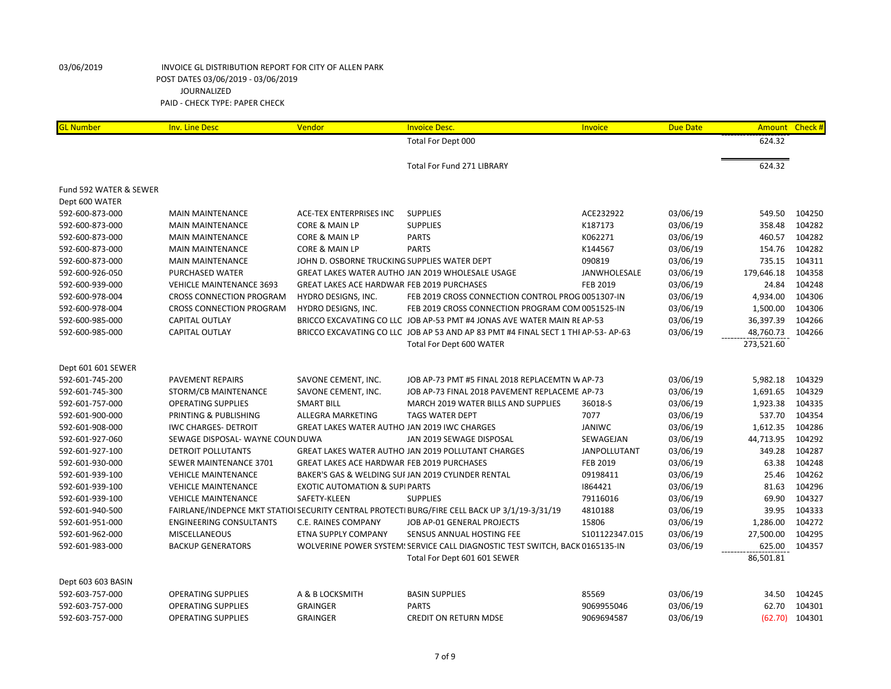03/06/2019 INVOICE GL DISTRIBUTION REPORT FOR CITY OF ALLEN PARK
POST DATES 03/06/2019 - 03/06/2019
JOURNALIZED
PAID - CHECK TYPE: PAPER CHECK

| GL Number | Inv. Line Desc | Vendor | Invoice Desc. | Invoice | Due Date | Amount | Check # |
|---|---|---|---|---|---|---|---|
| | | | Total For Dept 000 | | | 624.32 | |
| | | | Total For Fund 271 LIBRARY | | | 624.32 | |
| Fund 592 WATER & SEWER | | | | | | | |
| Dept 600 WATER | | | | | | | |
| 592-600-873-000 | MAIN MAINTENANCE | ACE-TEX ENTERPRISES INC | SUPPLIES | ACE232922 | 03/06/19 | 549.50 | 104250 |
| 592-600-873-000 | MAIN MAINTENANCE | CORE & MAIN LP | SUPPLIES | K187173 | 03/06/19 | 358.48 | 104282 |
| 592-600-873-000 | MAIN MAINTENANCE | CORE & MAIN LP | PARTS | K062271 | 03/06/19 | 460.57 | 104282 |
| 592-600-873-000 | MAIN MAINTENANCE | CORE & MAIN LP | PARTS | K144567 | 03/06/19 | 154.76 | 104282 |
| 592-600-873-000 | MAIN MAINTENANCE | JOHN D. OSBORNE TRUCKING | SUPPLIES WATER DEPT | 090819 | 03/06/19 | 735.15 | 104311 |
| 592-600-926-050 | PURCHASED WATER | GREAT LAKES WATER AUTHO | JAN 2019 WHOLESALE USAGE | JANWHOLESALE | 03/06/19 | 179,646.18 | 104358 |
| 592-600-939-000 | VEHICLE MAINTENANCE 3693 | GREAT LAKES ACE HARDWAR | FEB 2019 PURCHASES | FEB 2019 | 03/06/19 | 24.84 | 104248 |
| 592-600-978-004 | CROSS CONNECTION PROGRAM | HYDRO DESIGNS, INC. | FEB 2019 CROSS CONNECTION CONTROL PROG | 0051307-IN | 03/06/19 | 4,934.00 | 104306 |
| 592-600-978-004 | CROSS CONNECTION PROGRAM | HYDRO DESIGNS, INC. | FEB 2019 CROSS CONNECTION PROGRAM COM | 0051525-IN | 03/06/19 | 1,500.00 | 104306 |
| 592-600-985-000 | CAPITAL OUTLAY | BRICCO EXCAVATING CO LLC | JOB AP-53 PMT #4 JONAS AVE WATER MAIN RE | AP-53 | 03/06/19 | 36,397.39 | 104266 |
| 592-600-985-000 | CAPITAL OUTLAY | BRICCO EXCAVATING CO LLC | JOB AP 53 AND AP 83 PMT #4 FINAL SECT 1 THI | AP-53- AP-63 | 03/06/19 | 48,760.73 | 104266 |
| | | | Total For Dept 600 WATER | | | 273,521.60 | |
| Dept 601 601 SEWER | | | | | | | |
| 592-601-745-200 | PAVEMENT REPAIRS | SAVONE CEMENT, INC. | JOB AP-73 PMT #5 FINAL 2018 REPLACEMTN W | AP-73 | 03/06/19 | 5,982.18 | 104329 |
| 592-601-745-300 | STORM/CB MAINTENANCE | SAVONE CEMENT, INC. | JOB AP-73 FINAL 2018 PAVEMENT REPLACEME | AP-73 | 03/06/19 | 1,691.65 | 104329 |
| 592-601-757-000 | OPERATING SUPPLIES | SMART BILL | MARCH 2019 WATER BILLS AND SUPPLIES | 36018-S | 03/06/19 | 1,923.38 | 104335 |
| 592-601-900-000 | PRINTING & PUBLISHING | ALLEGRA MARKETING | TAGS WATER DEPT | 7077 | 03/06/19 | 537.70 | 104354 |
| 592-601-908-000 | IWC CHARGES- DETROIT | GREAT LAKES WATER AUTHO | JAN 2019 IWC CHARGES | JANIWC | 03/06/19 | 1,612.35 | 104286 |
| 592-601-927-060 | SEWAGE DISPOSAL- WAYNE COUN | DUWA | JAN 2019 SEWAGE DISPOSAL | SEWAGEJAN | 03/06/19 | 44,713.95 | 104292 |
| 592-601-927-100 | DETROIT POLLUTANTS | GREAT LAKES WATER AUTHO | JAN 2019 POLLUTANT CHARGES | JANPOLLUTANT | 03/06/19 | 349.28 | 104287 |
| 592-601-930-000 | SEWER MAINTENANCE 3701 | GREAT LAKES ACE HARDWAR | FEB 2019 PURCHASES | FEB 2019 | 03/06/19 | 63.38 | 104248 |
| 592-601-939-100 | VEHICLE MAINTENANCE | BAKER'S GAS & WELDING SUI | JAN 2019 CYLINDER RENTAL | 09198411 | 03/06/19 | 25.46 | 104262 |
| 592-601-939-100 | VEHICLE MAINTENANCE | EXOTIC AUTOMATION & SUPI | PARTS | I864421 | 03/06/19 | 81.63 | 104296 |
| 592-601-939-100 | VEHICLE MAINTENANCE | SAFETY-KLEEN | SUPPLIES | 79116016 | 03/06/19 | 69.90 | 104327 |
| 592-601-940-500 | FAIRLANE/INDEPNCE MKT STATIOI | SECURITY CENTRAL PROTECTI | BURG/FIRE CELL BACK UP 3/1/19-3/31/19 | 4810188 | 03/06/19 | 39.95 | 104333 |
| 592-601-951-000 | ENGINEERING CONSULTANTS | C.E. RAINES COMPANY | JOB AP-01 GENERAL PROJECTS | 15806 | 03/06/19 | 1,286.00 | 104272 |
| 592-601-962-000 | MISCELLANEOUS | ETNA SUPPLY COMPANY | SENSUS ANNUAL HOSTING FEE | S101122347.015 | 03/06/19 | 27,500.00 | 104295 |
| 592-601-983-000 | BACKUP GENERATORS | WOLVERINE POWER SYSTEM! | SERVICE CALL DIAGNOSTIC TEST SWITCH, BACK | 0165135-IN | 03/06/19 | 625.00 | 104357 |
| | | | Total For Dept 601 601 SEWER | | | 86,501.81 | |
| Dept 603 603 BASIN | | | | | | | |
| 592-603-757-000 | OPERATING SUPPLIES | A & B LOCKSMITH | BASIN SUPPLIES | 85569 | 03/06/19 | 34.50 | 104245 |
| 592-603-757-000 | OPERATING SUPPLIES | GRAINGER | PARTS | 9069955046 | 03/06/19 | 62.70 | 104301 |
| 592-603-757-000 | OPERATING SUPPLIES | GRAINGER | CREDIT ON RETURN MDSE | 9069694587 | 03/06/19 | (62.70) | 104301 |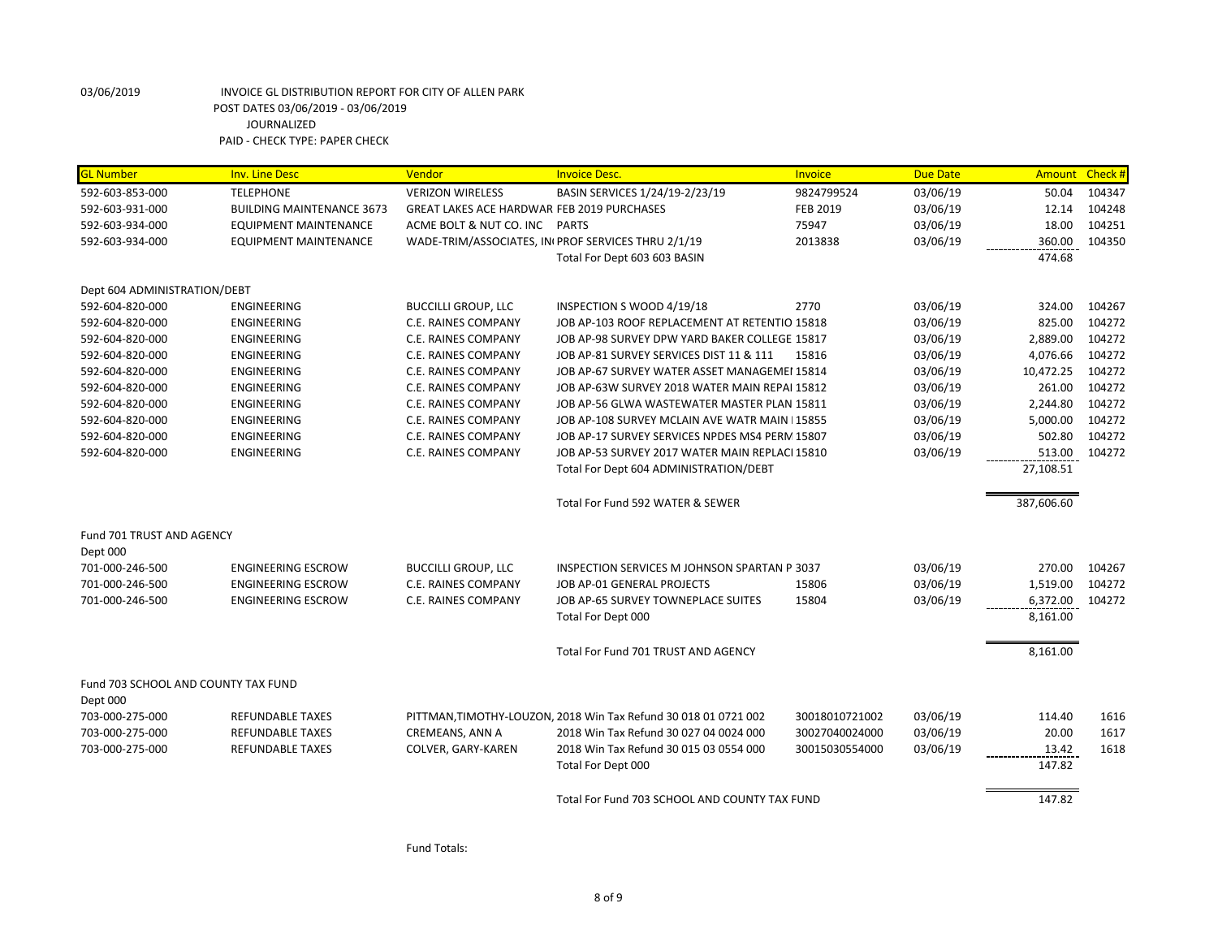03/06/2019 INVOICE GL DISTRIBUTION REPORT FOR CITY OF ALLEN PARK
POST DATES 03/06/2019 - 03/06/2019
JOURNALIZED
PAID - CHECK TYPE: PAPER CHECK

| GL Number | Inv. Line Desc | Vendor | Invoice Desc. | Invoice | Due Date | Amount | Check # |
|---|---|---|---|---|---|---|---|
| 592-603-853-000 | TELEPHONE | VERIZON WIRELESS | BASIN SERVICES 1/24/19-2/23/19 | 9824799524 | 03/06/19 | 50.04 | 104347 |
| 592-603-931-000 | BUILDING MAINTENANCE 3673 | GREAT LAKES ACE HARDWAR | FEB 2019 PURCHASES | FEB 2019 | 03/06/19 | 12.14 | 104248 |
| 592-603-934-000 | EQUIPMENT MAINTENANCE | ACME BOLT & NUT CO. INC | PARTS | 75947 | 03/06/19 | 18.00 | 104251 |
| 592-603-934-000 | EQUIPMENT MAINTENANCE | WADE-TRIM/ASSOCIATES, IN | PROF SERVICES THRU 2/1/19 | 2013838 | 03/06/19 | 360.00 | 104350 |
| | | | Total For Dept 603 603 BASIN | | | 474.68 | |
| Dept 604 ADMINISTRATION/DEBT | | | | | | | |
| 592-604-820-000 | ENGINEERING | BUCCILLI GROUP, LLC | INSPECTION S WOOD 4/19/18 | 2770 | 03/06/19 | 324.00 | 104267 |
| 592-604-820-000 | ENGINEERING | C.E. RAINES COMPANY | JOB AP-103 ROOF REPLACEMENT AT RETENTIO | 15818 | 03/06/19 | 825.00 | 104272 |
| 592-604-820-000 | ENGINEERING | C.E. RAINES COMPANY | JOB AP-98 SURVEY DPW YARD BAKER COLLEGE | 15817 | 03/06/19 | 2,889.00 | 104272 |
| 592-604-820-000 | ENGINEERING | C.E. RAINES COMPANY | JOB AP-81 SURVEY SERVICES DIST 11 & 111 | 15816 | 03/06/19 | 4,076.66 | 104272 |
| 592-604-820-000 | ENGINEERING | C.E. RAINES COMPANY | JOB AP-67 SURVEY WATER ASSET MANAGEMEI | 15814 | 03/06/19 | 10,472.25 | 104272 |
| 592-604-820-000 | ENGINEERING | C.E. RAINES COMPANY | JOB AP-63W SURVEY 2018 WATER MAIN REPAI | 15812 | 03/06/19 | 261.00 | 104272 |
| 592-604-820-000 | ENGINEERING | C.E. RAINES COMPANY | JOB AP-56 GLWA WASTEWATER MASTER PLAN | 15811 | 03/06/19 | 2,244.80 | 104272 |
| 592-604-820-000 | ENGINEERING | C.E. RAINES COMPANY | JOB AP-108 SURVEY MCLAIN AVE WATR MAIN I | 15855 | 03/06/19 | 5,000.00 | 104272 |
| 592-604-820-000 | ENGINEERING | C.E. RAINES COMPANY | JOB AP-17 SURVEY SERVICES NPDES MS4 PERM | 15807 | 03/06/19 | 502.80 | 104272 |
| 592-604-820-000 | ENGINEERING | C.E. RAINES COMPANY | JOB AP-53 SURVEY 2017 WATER MAIN REPLACI | 15810 | 03/06/19 | 513.00 | 104272 |
| | | | Total For Dept 604 ADMINISTRATION/DEBT | | | 27,108.51 | |
| | | | Total For Fund 592 WATER & SEWER | | | 387,606.60 | |
| Fund 701 TRUST AND AGENCY | | | | | | | |
| Dept 000 | | | | | | | |
| 701-000-246-500 | ENGINEERING ESCROW | BUCCILLI GROUP, LLC | INSPECTION SERVICES M JOHNSON SPARTAN P | 3037 | 03/06/19 | 270.00 | 104267 |
| 701-000-246-500 | ENGINEERING ESCROW | C.E. RAINES COMPANY | JOB AP-01 GENERAL PROJECTS | 15806 | 03/06/19 | 1,519.00 | 104272 |
| 701-000-246-500 | ENGINEERING ESCROW | C.E. RAINES COMPANY | JOB AP-65 SURVEY TOWNEPLACE SUITES | 15804 | 03/06/19 | 6,372.00 | 104272 |
| | | | Total For Dept 000 | | | 8,161.00 | |
| | | | Total For Fund 701 TRUST AND AGENCY | | | 8,161.00 | |
| Fund 703 SCHOOL AND COUNTY TAX FUND | | | | | | | |
| Dept 000 | | | | | | | |
| 703-000-275-000 | REFUNDABLE TAXES | PITTMAN,TIMOTHY-LOUZON, | 2018 Win Tax Refund 30 018 01 0721 002 | 30018010721002 | 03/06/19 | 114.40 | 1616 |
| 703-000-275-000 | REFUNDABLE TAXES | CREMEANS, ANN A | 2018 Win Tax Refund 30 027 04 0024 000 | 30027040024000 | 03/06/19 | 20.00 | 1617 |
| 703-000-275-000 | REFUNDABLE TAXES | COLVER, GARY-KAREN | 2018 Win Tax Refund 30 015 03 0554 000 | 30015030554000 | 03/06/19 | 13.42 | 1618 |
| | | | Total For Dept 000 | | | 147.82 | |
| | | | Total For Fund 703 SCHOOL AND COUNTY TAX FUND | | | 147.82 | |

Fund Totals: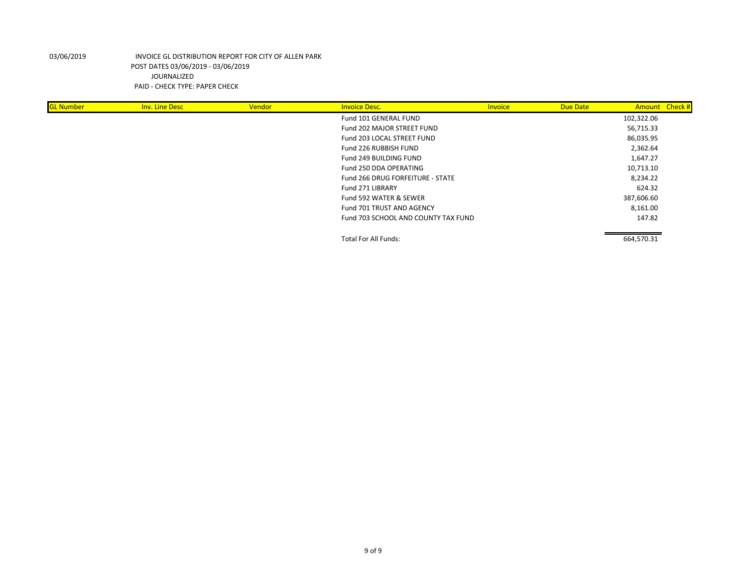03/06/2019 INVOICE GL DISTRIBUTION REPORT FOR CITY OF ALLEN PARK

POST DATES 03/06/2019 - 03/06/2019

JOURNALIZED

PAID - CHECK TYPE: PAPER CHECK

| GL Number | Inv. Line Desc | Vendor | Invoice Desc. | Invoice | Due Date | Amount | Check # |
|---|---|---|---|---|---|---|---|
| | | | Fund 101 GENERAL FUND | | | 102,322.06 | |
| | | | Fund 202 MAJOR STREET FUND | | | 56,715.33 | |
| | | | Fund 203 LOCAL STREET FUND | | | 86,035.95 | |
| | | | Fund 226 RUBBISH FUND | | | 2,362.64 | |
| | | | Fund 249 BUILDING FUND | | | 1,647.27 | |
| | | | Fund 250 DDA OPERATING | | | 10,713.10 | |
| | | | Fund 266 DRUG FORFEITURE - STATE | | | 8,234.22 | |
| | | | Fund 271 LIBRARY | | | 624.32 | |
| | | | Fund 592 WATER & SEWER | | | 387,606.60 | |
| | | | Fund 701 TRUST AND AGENCY | | | 8,161.00 | |
| | | | Fund 703 SCHOOL AND COUNTY TAX FUND | | | 147.82 | |
| | | | Total For All Funds: | | | 664,570.31 | |